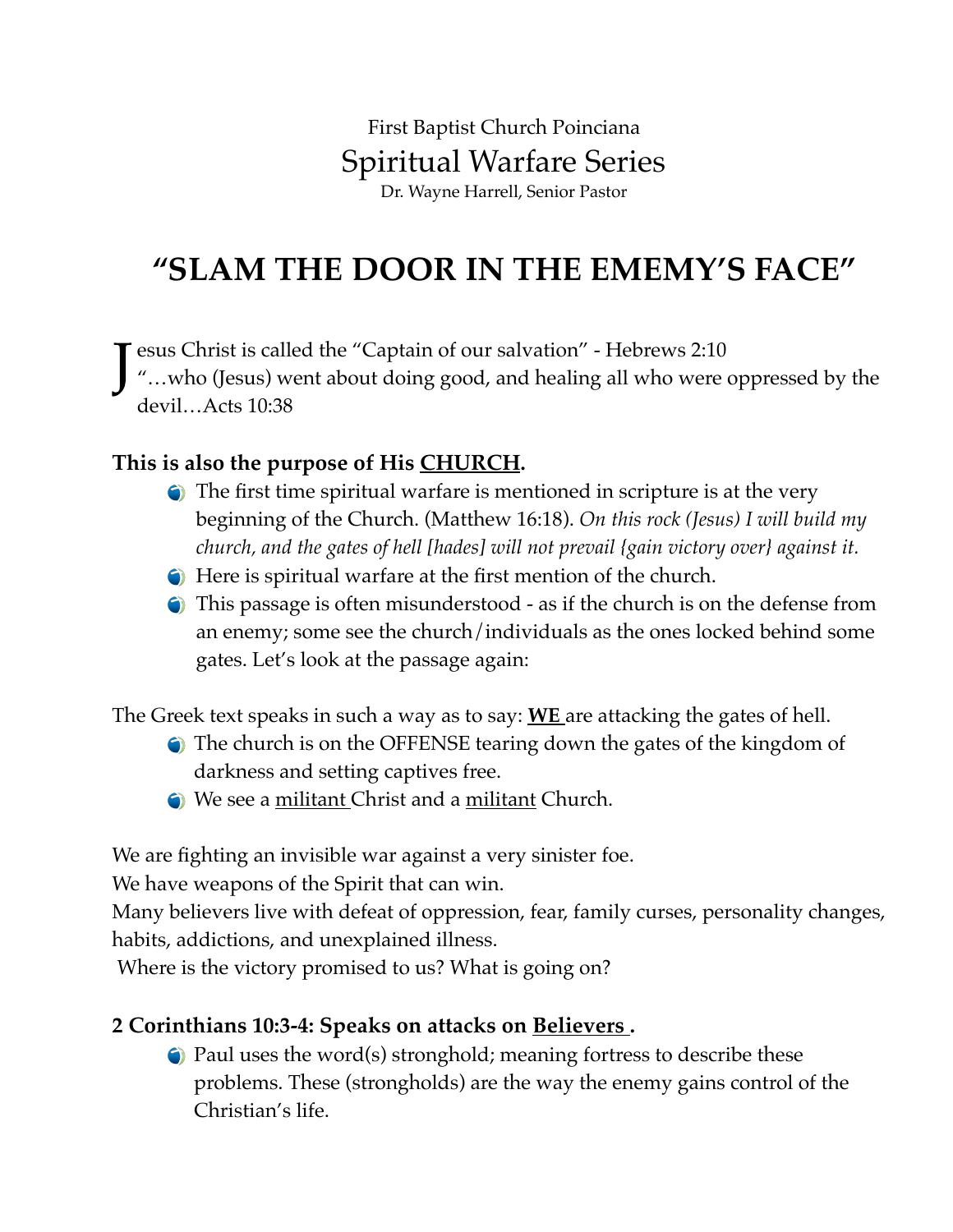First Baptist Church Poinciana

Spiritual Warfare Series

Dr. Wayne Harrell, Senior Pastor

# "SLAM THE DOOR IN THE EMEMY'S FACE"

Jesus Christ is called the "Captain of our salvation" - Hebrews 2:10
"…who (Jesus) went about doing good, and healing all who were oppressed by the devil…Acts 10:38

**This is also the purpose of His CHURCH.**

- The first time spiritual warfare is mentioned in scripture is at the very beginning of the Church. (Matthew 16:18). *On this rock (Jesus) I will build my church, and the gates of hell [hades] will not prevail {gain victory over} against it.*
- Here is spiritual warfare at the first mention of the church.
- This passage is often misunderstood - as if the church is on the defense from an enemy; some see the church/individuals as the ones locked behind some gates. Let's look at the passage again:

The Greek text speaks in such a way as to say: **WE** are attacking the gates of hell.

- The church is on the OFFENSE tearing down the gates of the kingdom of darkness and setting captives free.
- We see a militant Christ and a militant Church.

We are fighting an invisible war against a very sinister foe.
We have weapons of the Spirit that can win.
Many believers live with defeat of oppression, fear, family curses, personality changes, habits, addictions, and unexplained illness.
Where is the victory promised to us? What is going on?

**2 Corinthians 10:3-4: Speaks on attacks on Believers .**

- Paul uses the word(s) stronghold; meaning fortress to describe these problems. These (strongholds) are the way the enemy gains control of the Christian's life.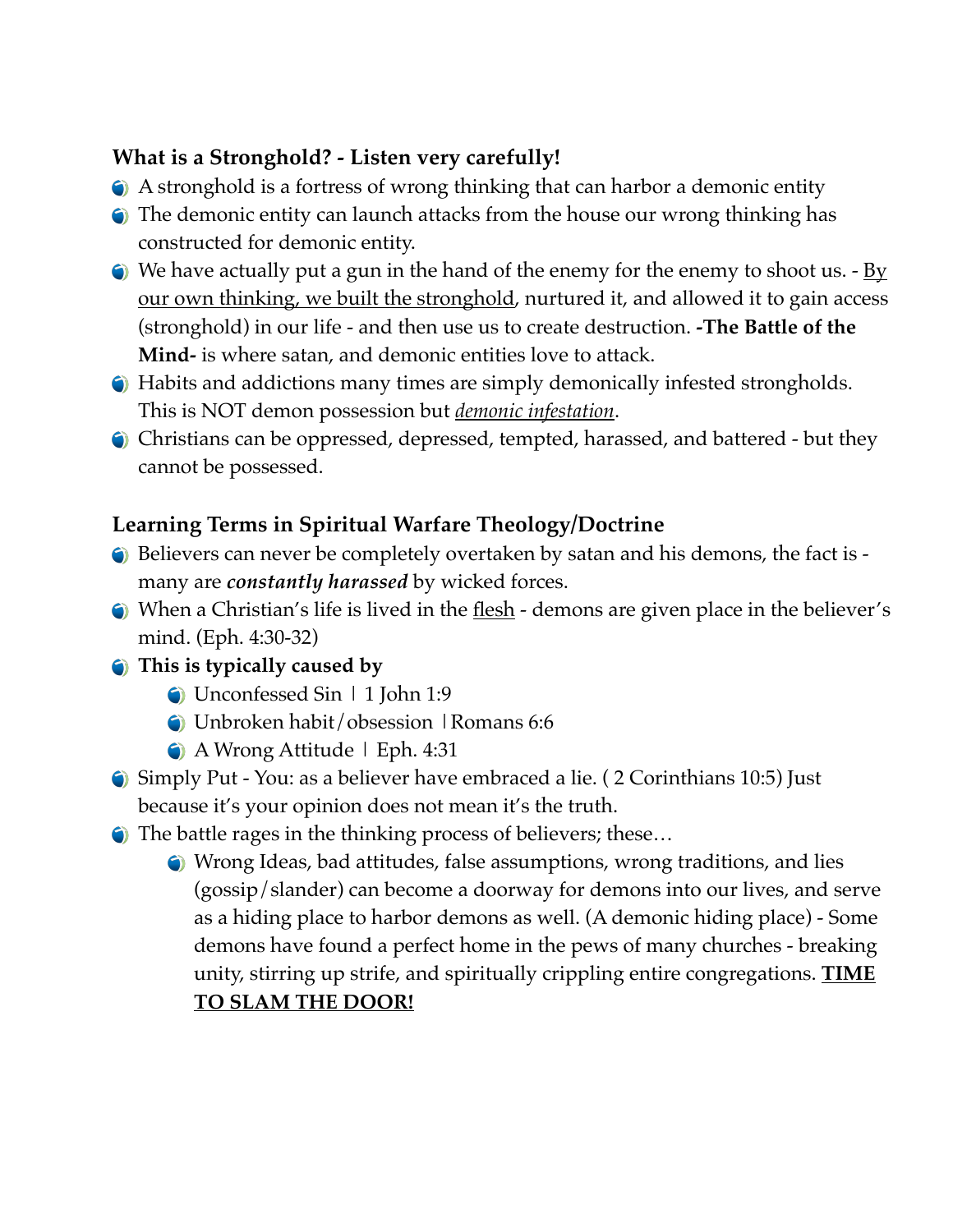**What is a Stronghold? - Listen very carefully!**

- A stronghold is a fortress of wrong thinking that can harbor a demonic entity
- The demonic entity can launch attacks from the house our wrong thinking has constructed for demonic entity.
- We have actually put a gun in the hand of the enemy for the enemy to shoot us. - <u>By our own thinking, we built the stronghold</u>, nurtured it, and allowed it to gain access (stronghold) in our life - and then use us to create destruction. **-The Battle of the Mind-** is where satan, and demonic entities love to attack.
- Habits and addictions many times are simply demonically infested strongholds. This is NOT demon possession but <u>*demonic infestation*</u>.
- Christians can be oppressed, depressed, tempted, harassed, and battered - but they cannot be possessed.

**Learning Terms in Spiritual Warfare Theology/Doctrine**

- Believers can never be completely overtaken by satan and his demons, the fact is - many are ***constantly harassed*** by wicked forces.
- When a Christian's life is lived in the <u>flesh</u> - demons are given place in the believer's mind. (Eph. 4:30-32)
- **This is typically caused by**
  - Unconfessed Sin | 1 John 1:9
  - Unbroken habit/obsession |Romans 6:6
  - A Wrong Attitude | Eph. 4:31
- Simply Put - You: as a believer have embraced a lie. ( 2 Corinthians 10:5) Just because it's your opinion does not mean it's the truth.
- The battle rages in the thinking process of believers; these…
  - Wrong Ideas, bad attitudes, false assumptions, wrong traditions, and lies (gossip/slander) can become a doorway for demons into our lives, and serve as a hiding place to harbor demons as well. (A demonic hiding place) - Some demons have found a perfect home in the pews of many churches - breaking unity, stirring up strife, and spiritually crippling entire congregations. <u>**TIME TO SLAM THE DOOR!**</u>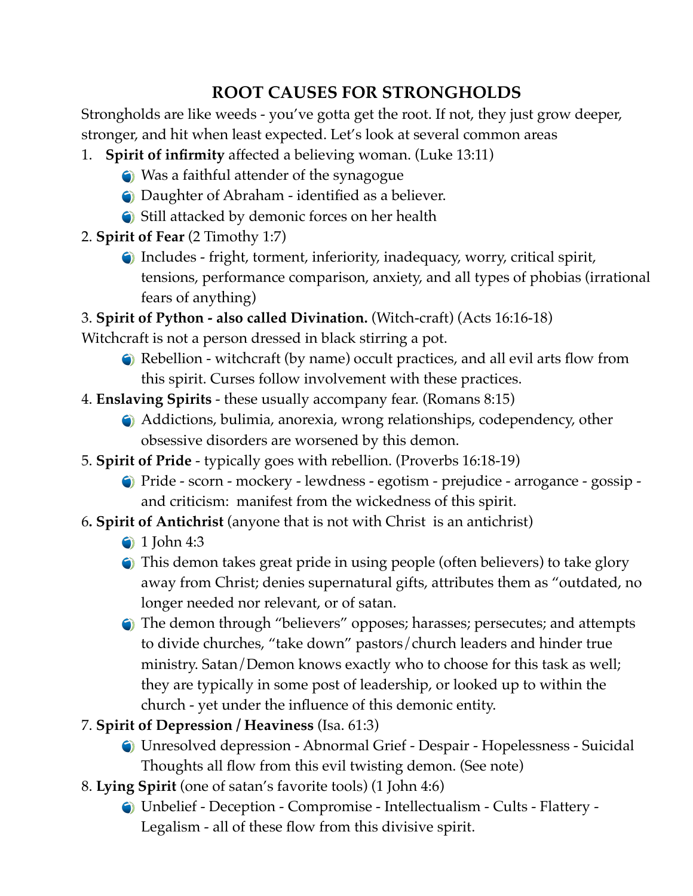# ROOT CAUSES FOR STRONGHOLDS

Strongholds are like weeds - you've gotta get the root. If not, they just grow deeper, stronger, and hit when least expected. Let's look at several common areas

1. **Spirit of infirmity** affected a believing woman. (Luke 13:11)
   - Was a faithful attender of the synagogue
   - Daughter of Abraham - identified as a believer.
   - Still attacked by demonic forces on her health
2. **Spirit of Fear** (2 Timothy 1:7)
   - Includes - fright, torment, inferiority, inadequacy, worry, critical spirit, tensions, performance comparison, anxiety, and all types of phobias (irrational fears of anything)
3. **Spirit of Python - also called Divination.** (Witch-craft) (Acts 16:16-18)

Witchcraft is not a person dressed in black stirring a pot.

   - Rebellion - witchcraft (by name) occult practices, and all evil arts flow from this spirit. Curses follow involvement with these practices.
4. **Enslaving Spirits** - these usually accompany fear. (Romans 8:15)
   - Addictions, bulimia, anorexia, wrong relationships, codependency, other obsessive disorders are worsened by this demon.
5. **Spirit of Pride** - typically goes with rebellion. (Proverbs 16:18-19)
   - Pride - scorn - mockery - lewdness - egotism - prejudice - arrogance - gossip - and criticism: manifest from the wickedness of this spirit.
6. **Spirit of Antichrist** (anyone that is not with Christ is an antichrist)
   - 1 John 4:3
   - This demon takes great pride in using people (often believers) to take glory away from Christ; denies supernatural gifts, attributes them as "outdated, no longer needed nor relevant, or of satan.
   - The demon through "believers" opposes; harasses; persecutes; and attempts to divide churches, "take down" pastors/church leaders and hinder true ministry. Satan/Demon knows exactly who to choose for this task as well; they are typically in some post of leadership, or looked up to within the church - yet under the influence of this demonic entity.
7. **Spirit of Depression / Heaviness** (Isa. 61:3)
   - Unresolved depression - Abnormal Grief - Despair - Hopelessness - Suicidal Thoughts all flow from this evil twisting demon. (See note)
8. **Lying Spirit** (one of satan's favorite tools) (1 John 4:6)
   - Unbelief - Deception - Compromise - Intellectualism - Cults - Flattery - Legalism - all of these flow from this divisive spirit.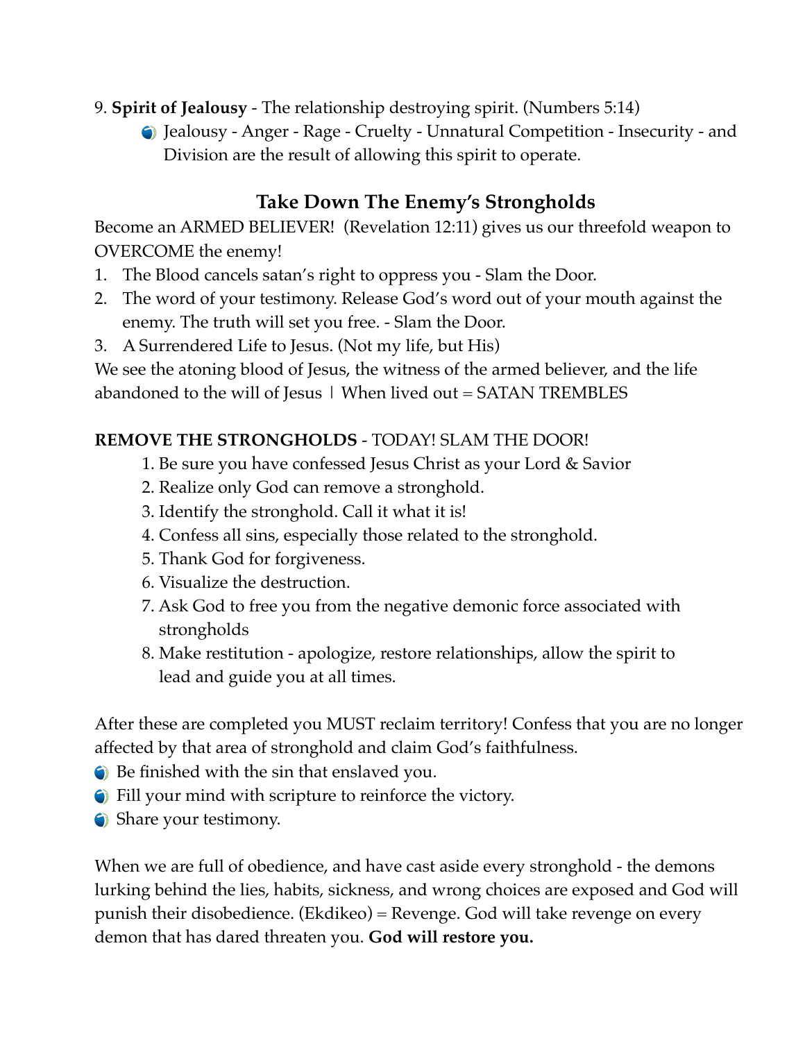9. **Spirit of Jealousy** - The relationship destroying spirit. (Numbers 5:14)
    - Jealousy - Anger - Rage - Cruelty - Unnatural Competition - Insecurity - and Division are the result of allowing this spirit to operate.

## Take Down The Enemy's Strongholds

Become an ARMED BELIEVER! (Revelation 12:11) gives us our threefold weapon to OVERCOME the enemy!

1. The Blood cancels satan's right to oppress you - Slam the Door.
2. The word of your testimony. Release God's word out of your mouth against the enemy. The truth will set you free. - Slam the Door.
3. A Surrendered Life to Jesus. (Not my life, but His)

We see the atoning blood of Jesus, the witness of the armed believer, and the life abandoned to the will of Jesus | When lived out = SATAN TREMBLES

**REMOVE THE STRONGHOLDS** - TODAY! SLAM THE DOOR!

1. Be sure you have confessed Jesus Christ as your Lord & Savior
2. Realize only God can remove a stronghold.
3. Identify the stronghold. Call it what it is!
4. Confess all sins, especially those related to the stronghold.
5. Thank God for forgiveness.
6. Visualize the destruction.
7. Ask God to free you from the negative demonic force associated with strongholds
8. Make restitution - apologize, restore relationships, allow the spirit to lead and guide you at all times.

After these are completed you MUST reclaim territory! Confess that you are no longer affected by that area of stronghold and claim God's faithfulness.

- Be finished with the sin that enslaved you.
- Fill your mind with scripture to reinforce the victory.
- Share your testimony.

When we are full of obedience, and have cast aside every stronghold - the demons lurking behind the lies, habits, sickness, and wrong choices are exposed and God will punish their disobedience. (Ekdikeo) = Revenge. God will take revenge on every demon that has dared threaten you. **God will restore you.**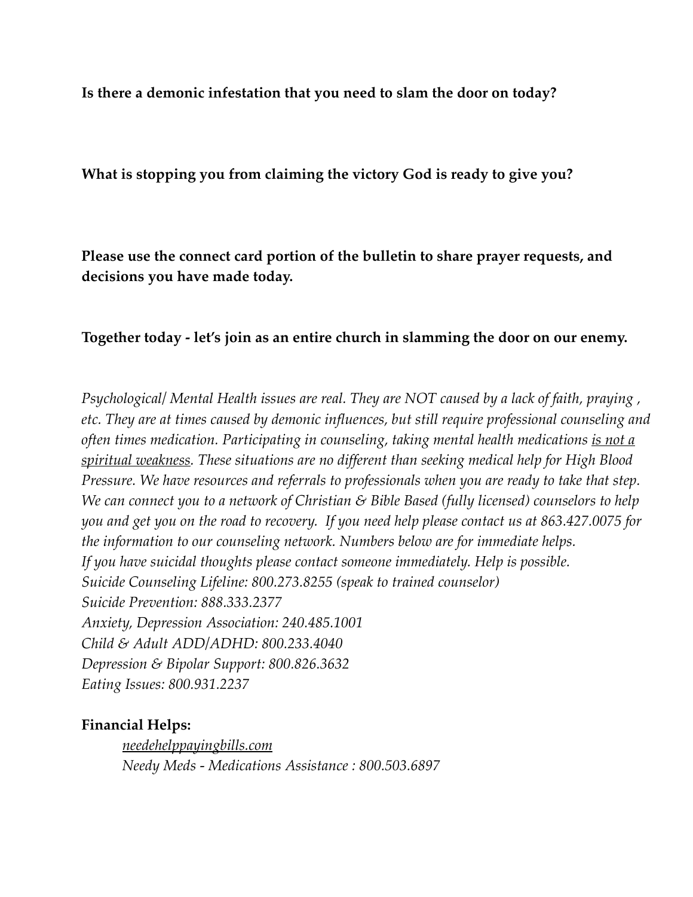**Is there a demonic infestation that you need to slam the door on today?**

**What is stopping you from claiming the victory God is ready to give you?**

**Please use the connect card portion of the bulletin to share prayer requests, and decisions you have made today.**

**Together today - let's join as an entire church in slamming the door on our enemy.**

*Psychological/ Mental Health issues are real. They are NOT caused by a lack of faith, praying , etc. They are at times caused by demonic influences, but still require professional counseling and often times medication. Participating in counseling, taking mental health medications <u>is not a spiritual weakness</u>. These situations are no different than seeking medical help for High Blood Pressure. We have resources and referrals to professionals when you are ready to take that step. We can connect you to a network of Christian & Bible Based (fully licensed) counselors to help you and get you on the road to recovery. If you need help please contact us at 863.427.0075 for the information to our counseling network. Numbers below are for immediate helps.*
*If you have suicidal thoughts please contact someone immediately. Help is possible.*
*Suicide Counseling Lifeline: 800.273.8255 (speak to trained counselor)*
*Suicide Prevention: 888.333.2377*
*Anxiety, Depression Association: 240.485.1001*
*Child & Adult ADD/ADHD: 800.233.4040*
*Depression & Bipolar Support: 800.826.3632*
*Eating Issues: 800.931.2237*

**Financial Helps:**

*<u>needehelppayingbills.com</u>*
*Needy Meds - Medications Assistance : 800.503.6897*